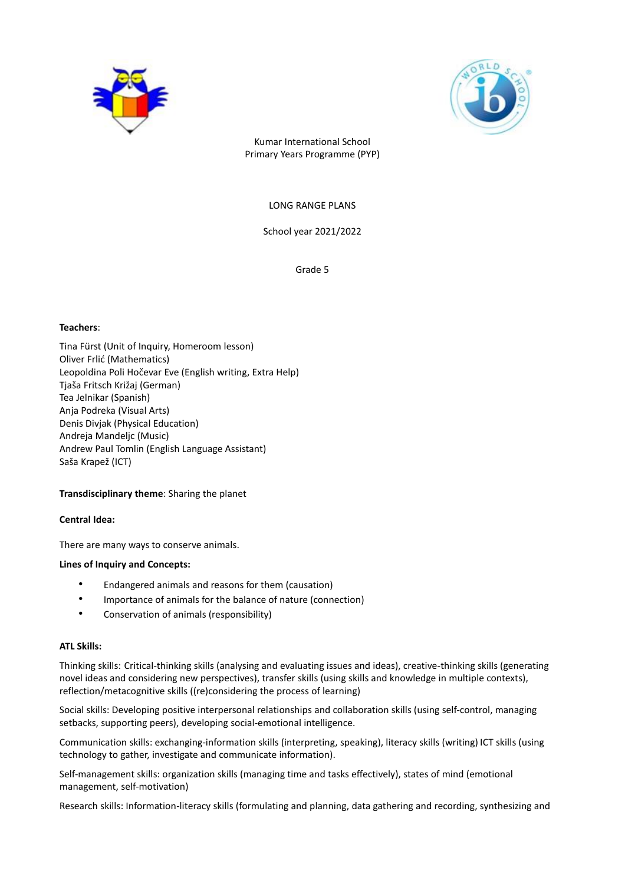Kumar International School
Primary Years Programme (PYP)

LONG RANGE PLANS

School year 2021/2022

Grade 5

**Teachers**:

Tina Fürst (Unit of Inquiry, Homeroom lesson)
Oliver Frlić (Mathematics)
Leopoldina Poli Hočevar Eve (English writing, Extra Help)
Tjaša Fritsch Križaj (German)
Tea Jelnikar (Spanish)
Anja Podreka (Visual Arts)
Denis Divjak (Physical Education)
Andreja Mandeljc (Music)
Andrew Paul Tomlin (English Language Assistant)
Saša Krapež (ICT)

**Transdisciplinary theme**: Sharing the planet

**Central Idea:**

There are many ways to conserve animals.

**Lines of Inquiry and Concepts:**

- Endangered animals and reasons for them (causation)
- Importance of animals for the balance of nature (connection)
- Conservation of animals (responsibility)

**ATL Skills:**

Thinking skills: Critical-thinking skills (analysing and evaluating issues and ideas), creative-thinking skills (generating novel ideas and considering new perspectives), transfer skills (using skills and knowledge in multiple contexts), reflection/metacognitive skills ((re)considering the process of learning)

Social skills: Developing positive interpersonal relationships and collaboration skills (using self-control, managing setbacks, supporting peers), developing social-emotional intelligence.

Communication skills: exchanging-information skills (interpreting, speaking), literacy skills (writing) ICT skills (using technology to gather, investigate and communicate information).

Self-management skills: organization skills (managing time and tasks effectively), states of mind (emotional management, self-motivation)

Research skills: Information-literacy skills (formulating and planning, data gathering and recording, synthesizing and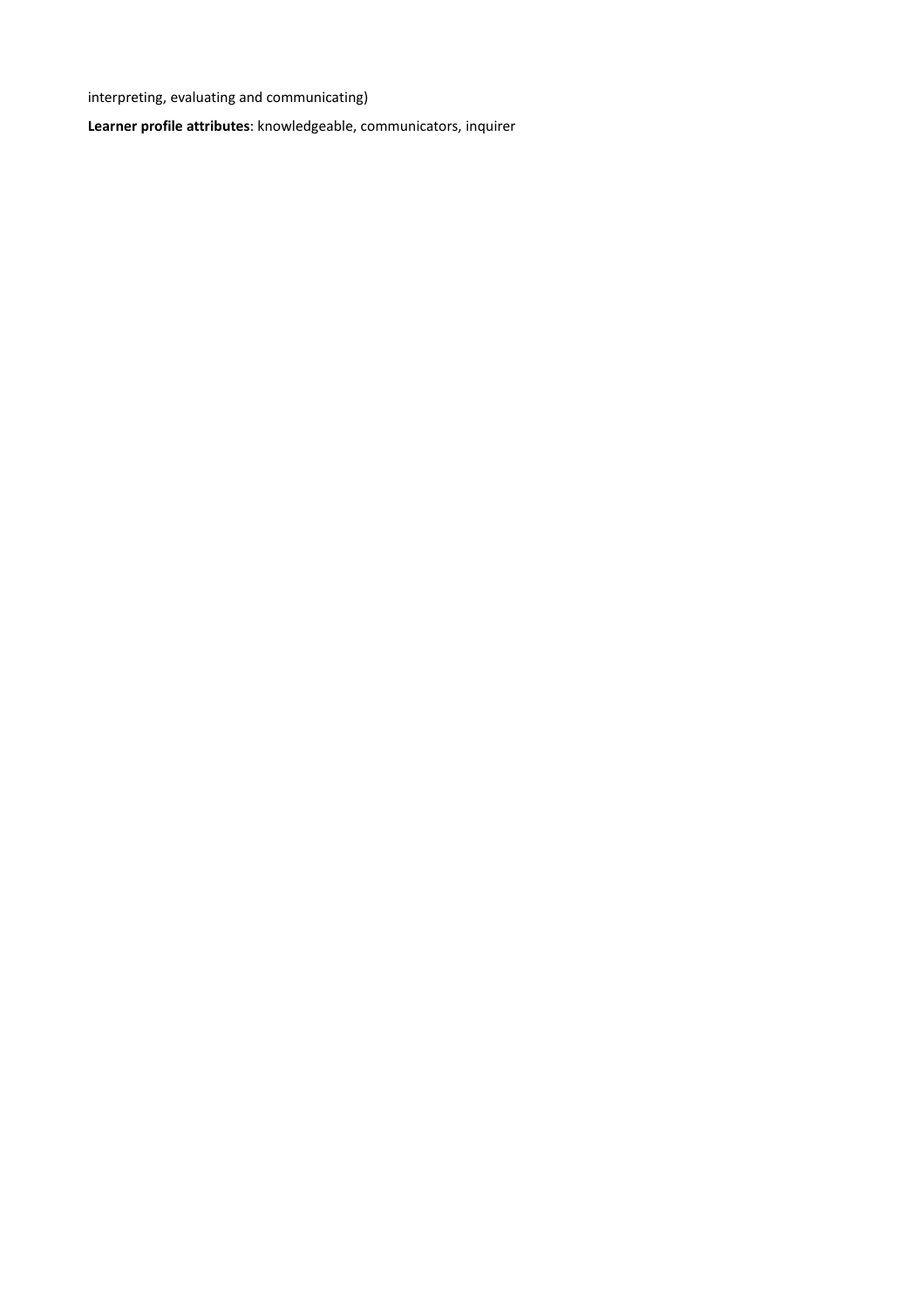interpreting, evaluating and communicating)

**Learner profile attributes**: knowledgeable, communicators, inquirer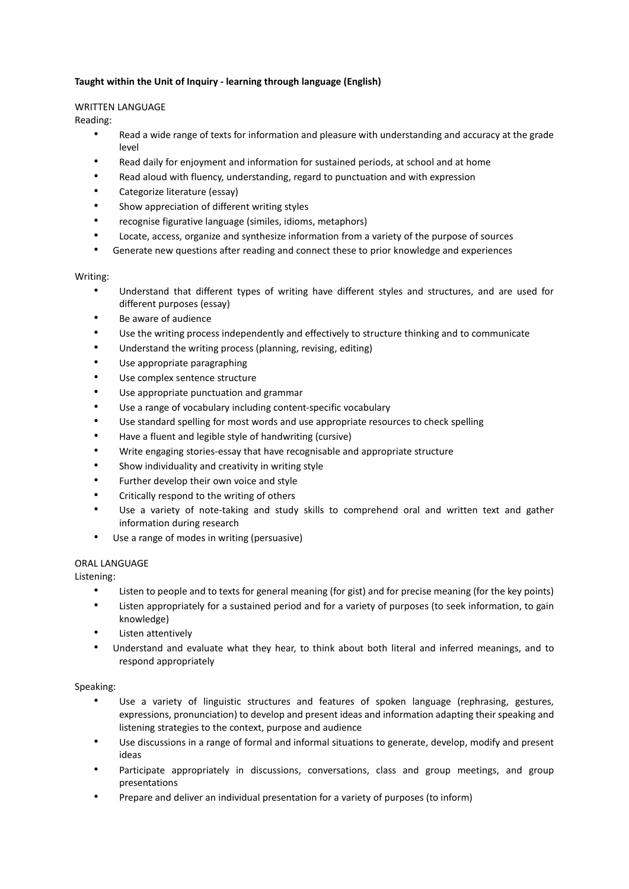**Taught within the Unit of Inquiry - learning through language (English)**

WRITTEN LANGUAGE

Reading:

- Read a wide range of texts for information and pleasure with understanding and accuracy at the grade level
- Read daily for enjoyment and information for sustained periods, at school and at home
- Read aloud with fluency, understanding, regard to punctuation and with expression
- Categorize literature (essay)
- Show appreciation of different writing styles
- recognise figurative language (similes, idioms, metaphors)
- Locate, access, organize and synthesize information from a variety of the purpose of sources
- Generate new questions after reading and connect these to prior knowledge and experiences

Writing:

- Understand that different types of writing have different styles and structures, and are used for different purposes (essay)
- Be aware of audience
- Use the writing process independently and effectively to structure thinking and to communicate
- Understand the writing process (planning, revising, editing)
- Use appropriate paragraphing
- Use complex sentence structure
- Use appropriate punctuation and grammar
- Use a range of vocabulary including content-specific vocabulary
- Use standard spelling for most words and use appropriate resources to check spelling
- Have a fluent and legible style of handwriting (cursive)
- Write engaging stories-essay that have recognisable and appropriate structure
- Show individuality and creativity in writing style
- Further develop their own voice and style
- Critically respond to the writing of others
- Use a variety of note-taking and study skills to comprehend oral and written text and gather information during research
- Use a range of modes in writing (persuasive)

ORAL LANGUAGE

Listening:

- Listen to people and to texts for general meaning (for gist) and for precise meaning (for the key points)
- Listen appropriately for a sustained period and for a variety of purposes (to seek information, to gain knowledge)
- Listen attentively
- Understand and evaluate what they hear, to think about both literal and inferred meanings, and to respond appropriately

Speaking:

- Use a variety of linguistic structures and features of spoken language (rephrasing, gestures, expressions, pronunciation) to develop and present ideas and information adapting their speaking and listening strategies to the context, purpose and audience
- Use discussions in a range of formal and informal situations to generate, develop, modify and present ideas
- Participate appropriately in discussions, conversations, class and group meetings, and group presentations
- Prepare and deliver an individual presentation for a variety of purposes (to inform)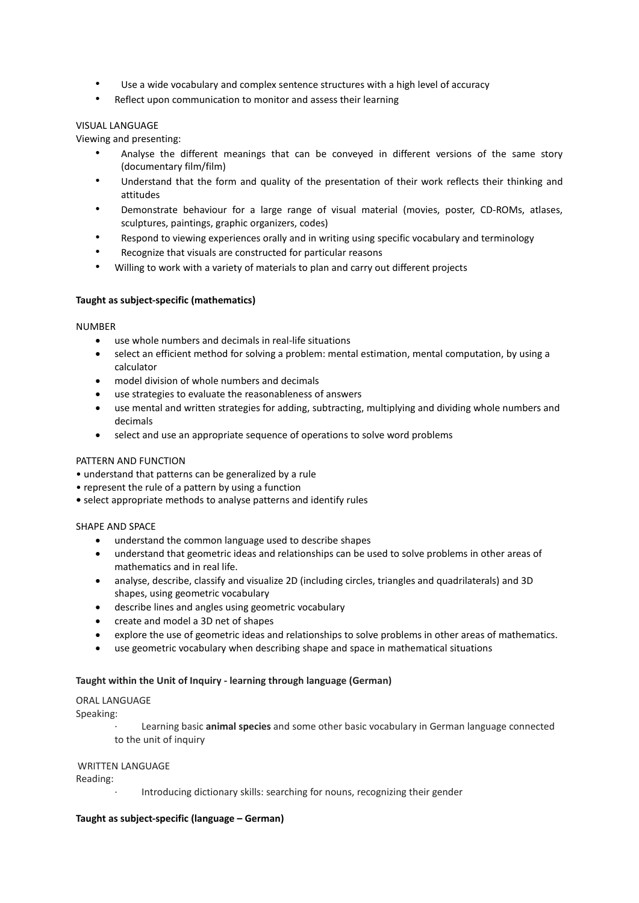- Use a wide vocabulary and complex sentence structures with a high level of accuracy
- Reflect upon communication to monitor and assess their learning

VISUAL LANGUAGE

Viewing and presenting:

- Analyse the different meanings that can be conveyed in different versions of the same story (documentary film/film)
- Understand that the form and quality of the presentation of their work reflects their thinking and attitudes
- Demonstrate behaviour for a large range of visual material (movies, poster, CD-ROMs, atlases, sculptures, paintings, graphic organizers, codes)
- Respond to viewing experiences orally and in writing using specific vocabulary and terminology
- Recognize that visuals are constructed for particular reasons
- Willing to work with a variety of materials to plan and carry out different projects

**Taught as subject-specific (mathematics)**

NUMBER

- use whole numbers and decimals in real-life situations
- select an efficient method for solving a problem: mental estimation, mental computation, by using a calculator
- model division of whole numbers and decimals
- use strategies to evaluate the reasonableness of answers
- use mental and written strategies for adding, subtracting, multiplying and dividing whole numbers and decimals
- select and use an appropriate sequence of operations to solve word problems

PATTERN AND FUNCTION

- understand that patterns can be generalized by a rule
- represent the rule of a pattern by using a function
- select appropriate methods to analyse patterns and identify rules

SHAPE AND SPACE

- understand the common language used to describe shapes
- understand that geometric ideas and relationships can be used to solve problems in other areas of mathematics and in real life.
- analyse, describe, classify and visualize 2D (including circles, triangles and quadrilaterals) and 3D shapes, using geometric vocabulary
- describe lines and angles using geometric vocabulary
- create and model a 3D net of shapes
- explore the use of geometric ideas and relationships to solve problems in other areas of mathematics.
- use geometric vocabulary when describing shape and space in mathematical situations

**Taught within the Unit of Inquiry - learning through language (German)**

ORAL LANGUAGE

Speaking:

- Learning basic **animal species** and some other basic vocabulary in German language connected to the unit of inquiry

WRITTEN LANGUAGE

Reading:

- Introducing dictionary skills: searching for nouns, recognizing their gender

**Taught as subject-specific (language – German)**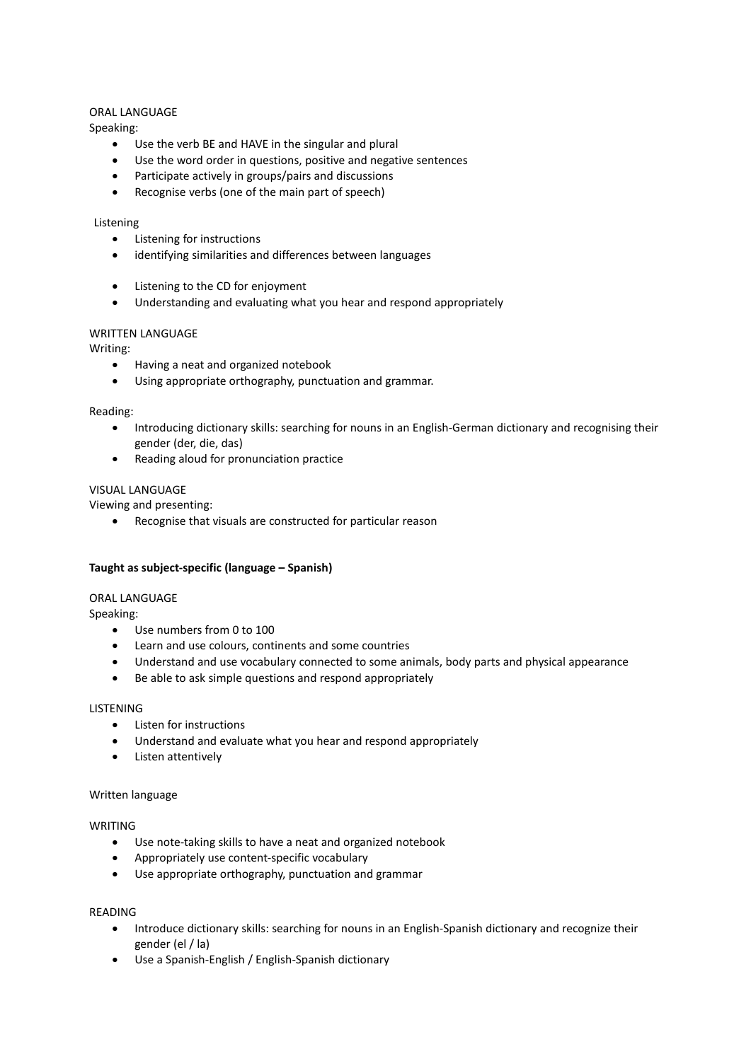ORAL LANGUAGE

Speaking:

- Use the verb BE and HAVE in the singular and plural
- Use the word order in questions, positive and negative sentences
- Participate actively in groups/pairs and discussions
- Recognise verbs (one of the main part of speech)

Listening

- Listening for instructions
- identifying similarities and differences between languages
- Listening to the CD for enjoyment
- Understanding and evaluating what you hear and respond appropriately

WRITTEN LANGUAGE

Writing:

- Having a neat and organized notebook
- Using appropriate orthography, punctuation and grammar.

Reading:

- Introducing dictionary skills: searching for nouns in an English-German dictionary and recognising their gender (der, die, das)
- Reading aloud for pronunciation practice

VISUAL LANGUAGE

Viewing and presenting:

- Recognise that visuals are constructed for particular reason

**Taught as subject-specific (language – Spanish)**

ORAL LANGUAGE

Speaking:

- Use numbers from 0 to 100
- Learn and use colours, continents and some countries
- Understand and use vocabulary connected to some animals, body parts and physical appearance
- Be able to ask simple questions and respond appropriately

LISTENING

- Listen for instructions
- Understand and evaluate what you hear and respond appropriately
- Listen attentively

Written language

WRITING

- Use note-taking skills to have a neat and organized notebook
- Appropriately use content-specific vocabulary
- Use appropriate orthography, punctuation and grammar

READING

- Introduce dictionary skills: searching for nouns in an English-Spanish dictionary and recognize their gender (el / la)
- Use a Spanish-English / English-Spanish dictionary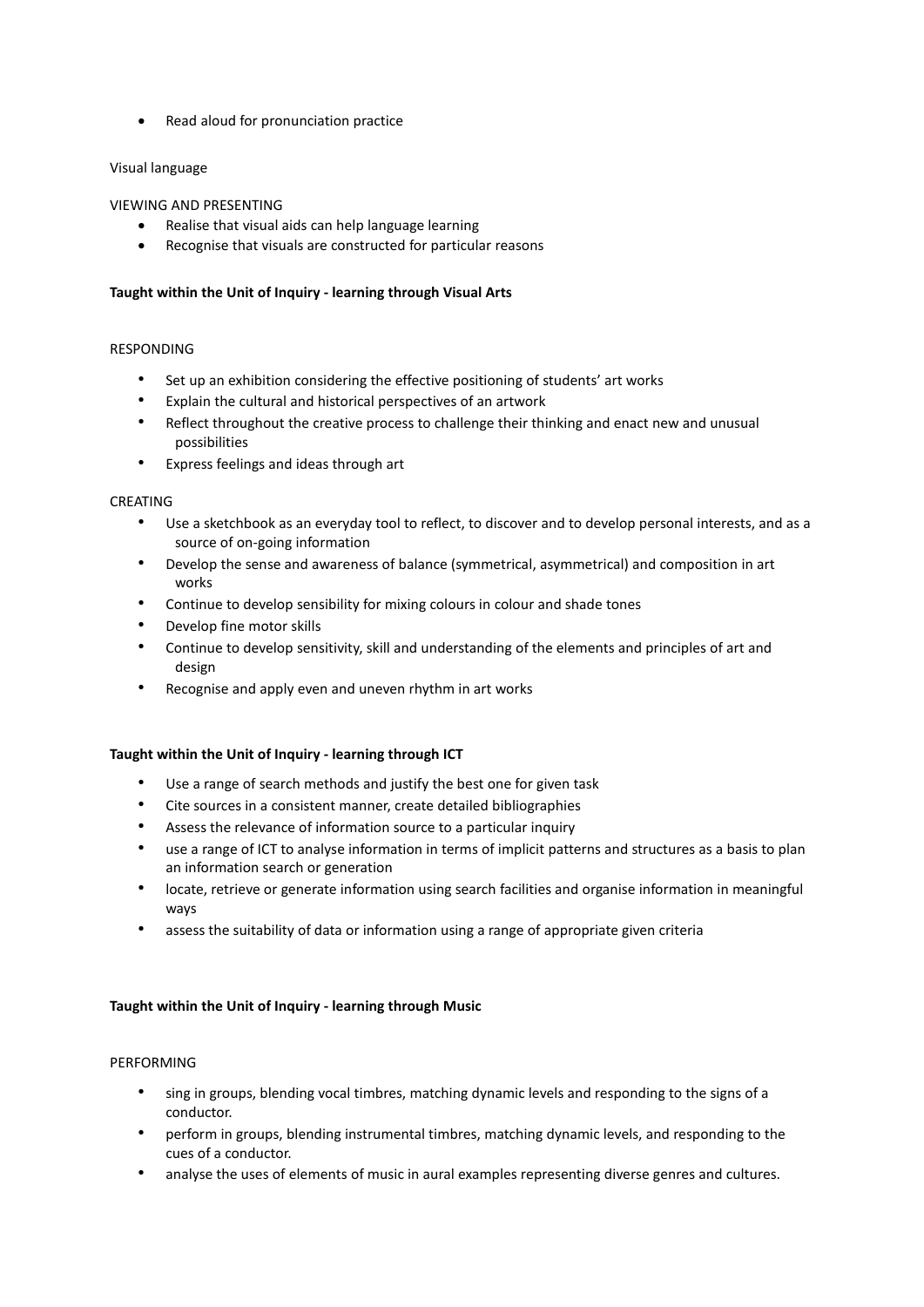- Read aloud for pronunciation practice

Visual language

VIEWING AND PRESENTING

- Realise that visual aids can help language learning
- Recognise that visuals are constructed for particular reasons

**Taught within the Unit of Inquiry - learning through Visual Arts**

RESPONDING

- Set up an exhibition considering the effective positioning of students' art works
- Explain the cultural and historical perspectives of an artwork
- Reflect throughout the creative process to challenge their thinking and enact new and unusual possibilities
- Express feelings and ideas through art

CREATING

- Use a sketchbook as an everyday tool to reflect, to discover and to develop personal interests, and as a source of on-going information
- Develop the sense and awareness of balance (symmetrical, asymmetrical) and composition in art works
- Continue to develop sensibility for mixing colours in colour and shade tones
- Develop fine motor skills
- Continue to develop sensitivity, skill and understanding of the elements and principles of art and design
- Recognise and apply even and uneven rhythm in art works

**Taught within the Unit of Inquiry - learning through ICT**

- Use a range of search methods and justify the best one for given task
- Cite sources in a consistent manner, create detailed bibliographies
- Assess the relevance of information source to a particular inquiry
- use a range of ICT to analyse information in terms of implicit patterns and structures as a basis to plan an information search or generation
- locate, retrieve or generate information using search facilities and organise information in meaningful ways
- assess the suitability of data or information using a range of appropriate given criteria

**Taught within the Unit of Inquiry - learning through Music**

PERFORMING

- sing in groups, blending vocal timbres, matching dynamic levels and responding to the signs of a conductor.
- perform in groups, blending instrumental timbres, matching dynamic levels, and responding to the cues of a conductor.
- analyse the uses of elements of music in aural examples representing diverse genres and cultures.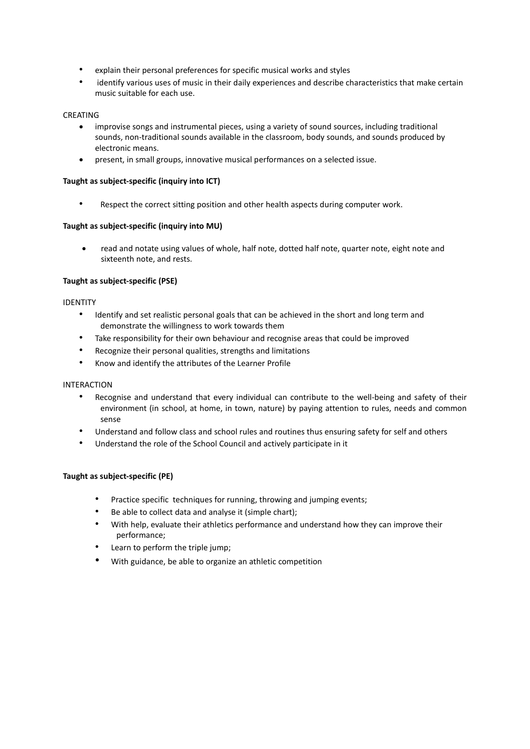- explain their personal preferences for specific musical works and styles
- identify various uses of music in their daily experiences and describe characteristics that make certain music suitable for each use.

CREATING

- improvise songs and instrumental pieces, using a variety of sound sources, including traditional sounds, non-traditional sounds available in the classroom, body sounds, and sounds produced by electronic means.
- present, in small groups, innovative musical performances on a selected issue.

**Taught as subject-specific (inquiry into ICT)**

- Respect the correct sitting position and other health aspects during computer work.

**Taught as subject-specific (inquiry into MU)**

- read and notate using values of whole, half note, dotted half note, quarter note, eight note and sixteenth note, and rests.

**Taught as subject-specific (PSE)**

IDENTITY

- Identify and set realistic personal goals that can be achieved in the short and long term and demonstrate the willingness to work towards them
- Take responsibility for their own behaviour and recognise areas that could be improved
- Recognize their personal qualities, strengths and limitations
- Know and identify the attributes of the Learner Profile

INTERACTION

- Recognise and understand that every individual can contribute to the well-being and safety of their environment (in school, at home, in town, nature) by paying attention to rules, needs and common sense
- Understand and follow class and school rules and routines thus ensuring safety for self and others
- Understand the role of the School Council and actively participate in it

**Taught as subject-specific (PE)**

- Practice specific techniques for running, throwing and jumping events;
- Be able to collect data and analyse it (simple chart);
- With help, evaluate their athletics performance and understand how they can improve their performance;
- Learn to perform the triple jump;
- With guidance, be able to organize an athletic competition